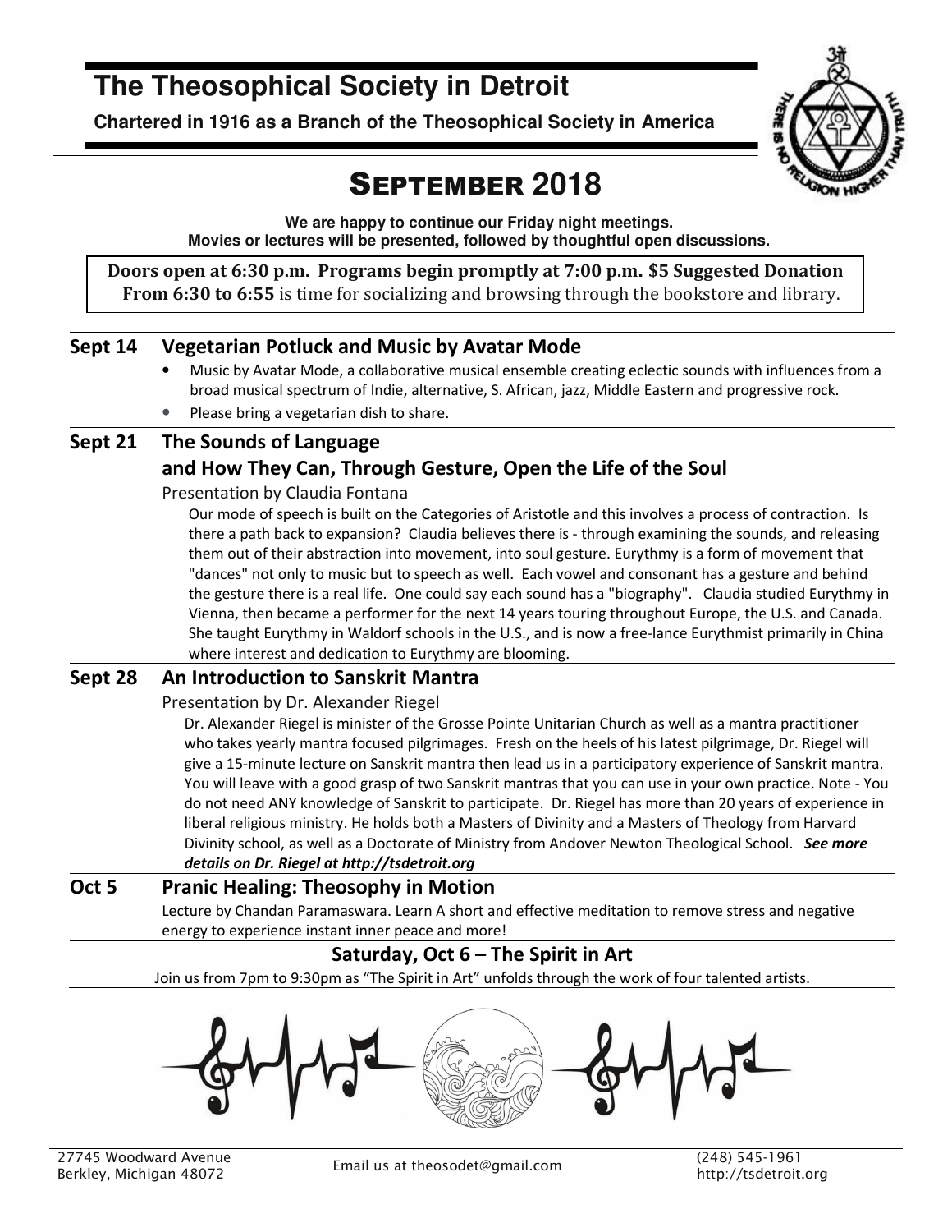# The Theosophical Society in Detroit

**Chartered in 1916 as a Branch of the Theosophical Society in America**

## SEPTEMBER 2018

**We are happy to continue our Friday night meetings.**
**Movies or lectures will be presented, followed by thoughtful open discussions.**

**Doors open at 6:30 p.m. Programs begin promptly at 7:00 p.m. $5 Suggested Donation**
**From 6:30 to 6:55** is time for socializing and browsing through the bookstore and library.

### Sept 14 Vegetarian Potluck and Music by Avatar Mode

- Music by Avatar Mode, a collaborative musical ensemble creating eclectic sounds with influences from a broad musical spectrum of Indie, alternative, S. African, jazz, Middle Eastern and progressive rock.
- Please bring a vegetarian dish to share.

### Sept 21 The Sounds of Language and How They Can, Through Gesture, Open the Life of the Soul

Presentation by Claudia Fontana

Our mode of speech is built on the Categories of Aristotle and this involves a process of contraction. Is there a path back to expansion? Claudia believes there is - through examining the sounds, and releasing them out of their abstraction into movement, into soul gesture. Eurythmy is a form of movement that "dances" not only to music but to speech as well. Each vowel and consonant has a gesture and behind the gesture there is a real life. One could say each sound has a "biography". Claudia studied Eurythmy in Vienna, then became a performer for the next 14 years touring throughout Europe, the U.S. and Canada. She taught Eurythmy in Waldorf schools in the U.S., and is now a free-lance Eurythmist primarily in China where interest and dedication to Eurythmy are blooming.

### Sept 28 An Introduction to Sanskrit Mantra

Presentation by Dr. Alexander Riegel

Dr. Alexander Riegel is minister of the Grosse Pointe Unitarian Church as well as a mantra practitioner who takes yearly mantra focused pilgrimages. Fresh on the heels of his latest pilgrimage, Dr. Riegel will give a 15-minute lecture on Sanskrit mantra then lead us in a participatory experience of Sanskrit mantra. You will leave with a good grasp of two Sanskrit mantras that you can use in your own practice. Note - You do not need ANY knowledge of Sanskrit to participate. Dr. Riegel has more than 20 years of experience in liberal religious ministry. He holds both a Masters of Divinity and a Masters of Theology from Harvard Divinity school, as well as a Doctorate of Ministry from Andover Newton Theological School. ***See more details on Dr. Riegel at http://tsdetroit.org***

### Oct 5 Pranic Healing: Theosophy in Motion

Lecture by Chandan Paramaswara. Learn A short and effective meditation to remove stress and negative energy to experience instant inner peace and more!

### Saturday, Oct 6 – The Spirit in Art

Join us from 7pm to 9:30pm as "The Spirit in Art" unfolds through the work of four talented artists.

27745 Woodward Avenue
Berkley, Michigan 48072

Email us at theosodet@gmail.com

(248) 545-1961
http://tsdetroit.org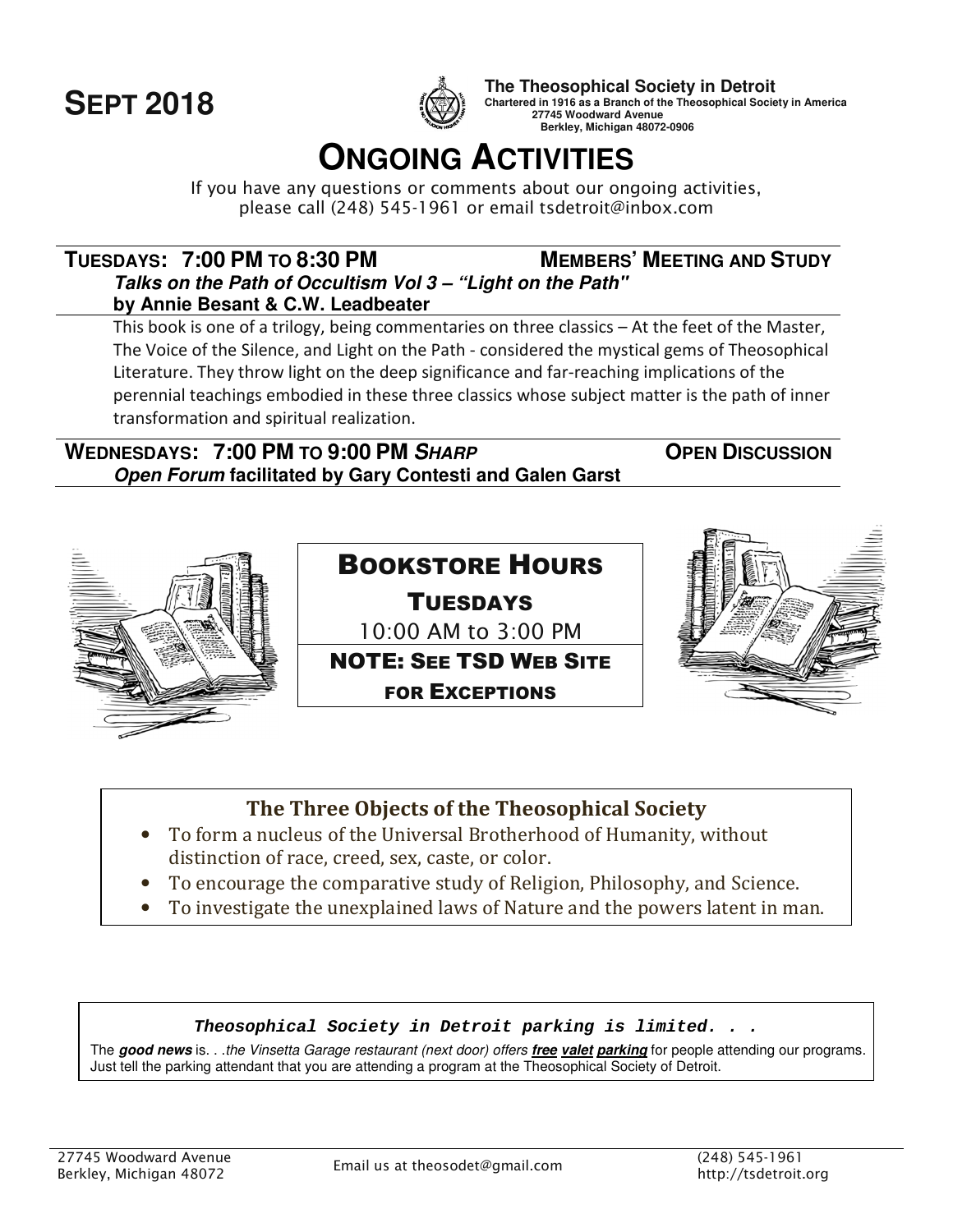**SEPT 2018**

**The Theosophical Society in Detroit**
**Chartered in 1916 as a Branch of the Theosophical Society in America**
**27745 Woodward Avenue**
**Berkley, Michigan 48072-0906**

# ONGOING ACTIVITIES

If you have any questions or comments about our ongoing activities, please call (248) 545-1961 or email tsdetroit@inbox.com

**TUESDAYS: 7:00 PM TO 8:30 PM** — **MEMBERS' MEETING AND STUDY**

***Talks on the Path of Occultism Vol 3 – "Light on the Path"***
**by Annie Besant & C.W. Leadbeater**

This book is one of a trilogy, being commentaries on three classics – At the feet of the Master, The Voice of the Silence, and Light on the Path - considered the mystical gems of Theosophical Literature. They throw light on the deep significance and far-reaching implications of the perennial teachings embodied in these three classics whose subject matter is the path of inner transformation and spiritual realization.

**WEDNESDAYS: 7:00 PM TO 9:00 PM *SHARP*** — **OPEN DISCUSSION**

***Open Forum* facilitated by Gary Contesti and Galen Garst**

## BOOKSTORE HOURS

**TUESDAYS**

10:00 AM to 3:00 PM

**NOTE: SEE TSD WEB SITE FOR EXCEPTIONS**

## The Three Objects of the Theosophical Society

- To form a nucleus of the Universal Brotherhood of Humanity, without distinction of race, creed, sex, caste, or color.
- To encourage the comparative study of Religion, Philosophy, and Science.
- To investigate the unexplained laws of Nature and the powers latent in man.

***Theosophical Society in Detroit parking is limited. . .***

The ***good news*** is. . .*the Vinsetta Garage restaurant (next door) offers **free valet parking*** for people attending our programs. Just tell the parking attendant that you are attending a program at the Theosophical Society of Detroit.

27745 Woodward Avenue
Berkley, Michigan 48072

Email us at theosodet@gmail.com

(248) 545-1961
http://tsdetroit.org